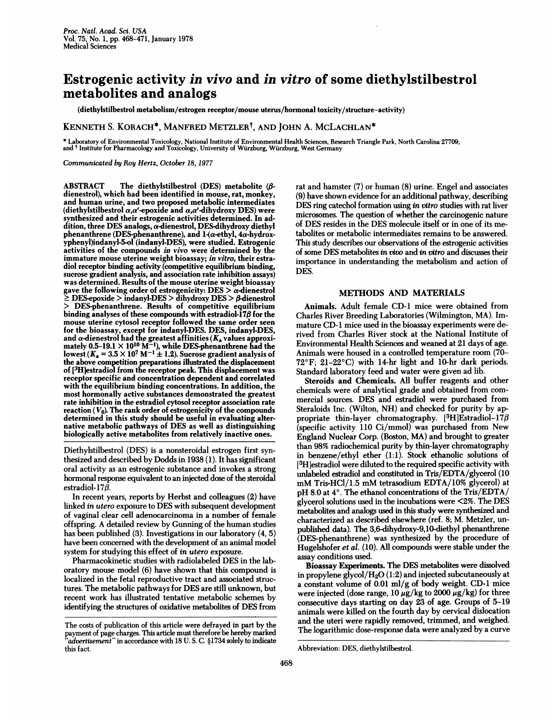# Estrogenic activity *in vivo* and *in vitro* of some diethylstilbestrol metabolites and analogs

(diethylstilbestrol metabolism/estrogen receptor/mouse uterus/hormonal toxicity/structure-activity)

KENNETH S. KORACH*, MANFRED METZLER†, AND JOHN A. MCLACHLAN*

* Laboratory of Environmental Toxicology, National Institute of Environmental Health Sciences, Research Triangle Park, North Carolina 27709; and † Institute for Pharmacology and Toxicology, University of Würzburg, Würzburg, West Germany

*Communicated by Roy Hertz, October 18, 1977*

**ABSTRACT** The diethylstilbestrol (DES) metabolite (β-dienestrol), which had been identified in mouse, rat, monkey, and human urine, and two proposed metabolic intermediates (diethylstilbestrol α,α′-epoxide and α,α′-dihydroxy DES) were synthesized and their estrogenic activities determined. In addition, three DES analogs, α-dienestrol, DES-dihydroxy diethyl phenanthrene (DES-phenanthrene), and 1-(α-ethyl, 4α-hydroxyphenyl)indanyl-5-ol (indanyl-DES), were studied. Estrogenic activities of the compounds *in vivo* were determined by the immature mouse uterine weight bioassay; *in vitro*, their estradiol receptor binding activity (competitive equilibrium binding, sucrose gradient analysis, and association rate inhibition assays) was determined. Results of the mouse uterine weight bioassay gave the following order of estrogenicity: DES > α-dienestrol ≥ DES-epoxide > indanyl-DES > dihydroxy DES > β-dienestrol > DES-phenanthrene. Results of competitive equilibrium binding analyses of these compounds with estradiol-17β for the mouse uterine cytosol receptor followed the same order seen for the bioassay, except for indanyl-DES. DES, indanyl-DES, and α-dienestrol had the greatest affinities ($K_a$ values approximately $0.5$–$19.1 \times 10^{10}$ $M^{-1}$), while DES-phenanthrene had the lowest ($K_a = 3.5 \times 10^7$ $M^{-1} \pm 1.2$). Sucrose gradient analysis of the above competition preparations illustrated the displacement of [$^3$H]estradiol from the receptor peak. This displacement was receptor specific and concentration dependent and correlated with the equilibrium binding concentrations. In addition, the most hormonally active substances demonstrated the greatest rate inhibition in the estradiol cytosol receptor association rate reaction ($V_0$). The rank order of estrogenicity of the compounds determined in this study should be useful in evaluating alternative metabolic pathways of DES as well as distinguishing biologically active metabolites from relatively inactive ones.

Diethylstilbestrol (DES) is a nonsteroidal estrogen first synthesized and described by Dodds in 1938 (1). It has significant oral activity as an estrogenic substance and invokes a strong hormonal response equivalent to an injected dose of the steroidal estradiol-17β.

In recent years, reports by Herbst and colleagues (2) have linked *in utero* exposure to DES with subsequent development of vaginal clear cell adenocarcinoma in a number of female offspring. A detailed review by Gunning of the human studies has been published (3). Investigations in our laboratory (4, 5) have been concerned with the development of an animal model system for studying this effect of *in utero* exposure.

Pharmacokinetic studies with radiolabeled DES in the laboratory mouse model (6) have shown that this compound is localized in the fetal reproductive tract and associated structures. The metabolic pathways for DES are still unknown, but recent work has illustrated tentative metabolic schemes by identifying the structures of oxidative metabolites of DES from rat and hamster (7) or human (8) urine. Engel and associates (9) have shown evidence for an additional pathway, describing DES ring catechol formation using *in vitro* studies with rat liver microsomes. The question of whether the carcinogenic nature of DES resides in the DES molecule itself or in one of its metabolites or metabolic intermediates remains to be answered. This study describes our observations of the estrogenic activities of some DES metabolites *in vivo* and *in vitro* and discusses their importance in understanding the metabolism and action of DES.

## METHODS AND MATERIALS

**Animals.** Adult female CD-1 mice were obtained from Charles River Breeding Laboratories (Wilmington, MA). Immature CD-1 mice used in the bioassay experiments were derived from Charles River stock at the National Institute of Environmental Health Sciences and weaned at 21 days of age. Animals were housed in a controlled temperature room (70–72°F; 21–22°C) with 14-hr light and 10-hr dark periods. Standard laboratory feed and water were given ad lib.

**Steroids and Chemicals.** All buffer reagents and other chemicals were of analytical grade and obtained from commercial sources. DES and estradiol were purchased from Steraloids Inc. (Wilton, NH) and checked for purity by appropriate thin-layer chromatography. [$^3$H]Estradiol-17β (specific activity 110 Ci/mmol) was purchased from New England Nuclear Corp. (Boston, MA) and brought to greater than 98% radiochemical purity by thin-layer chromatography in benzene/ethyl ether (1:1). Stock ethanolic solutions of [$^3$H]estradiol were diluted to the required specific activity with unlabeled estradiol and constituted in Tris/EDTA/glycerol (10 mM Tris·HCl/1.5 mM tetrasodium EDTA/10% glycerol) at pH 8.0 at 4°. The ethanol concentrations of the Tris/EDTA/glycerol solutions used in the incubations were <2%. The DES metabolites and analogs used in this study were synthesized and characterized as described elsewhere (ref. 8; M. Metzler, unpublished data). The 3,6-dihydroxy-9,10-diethyl phenanthrene (DES-phenanthrene) was synthesized by the procedure of Hugelshofer *et al.* (10). All compounds were stable under the assay conditions used.

**Bioassay Experiments.** The DES metabolites were dissolved in propylene glycol/$H_2O$ (1:2) and injected subcutaneously at a constant volume of 0.01 ml/g of body weight. CD-1 mice were injected (dose range, 10 μg/kg to 2000 μg/kg) for three consecutive days starting on day 23 of age. Groups of 5–19 animals were killed on the fourth day by cervical dislocation and the uteri were rapidly removed, trimmed, and weighed. The logarithmic dose-response data were analyzed by a curve

The costs of publication of this article were defrayed in part by the payment of page charges. This article must therefore be hereby marked "*advertisement*" in accordance with 18 U. S. C. §1734 solely to indicate this fact.

Abbreviation: DES, diethylstilbestrol.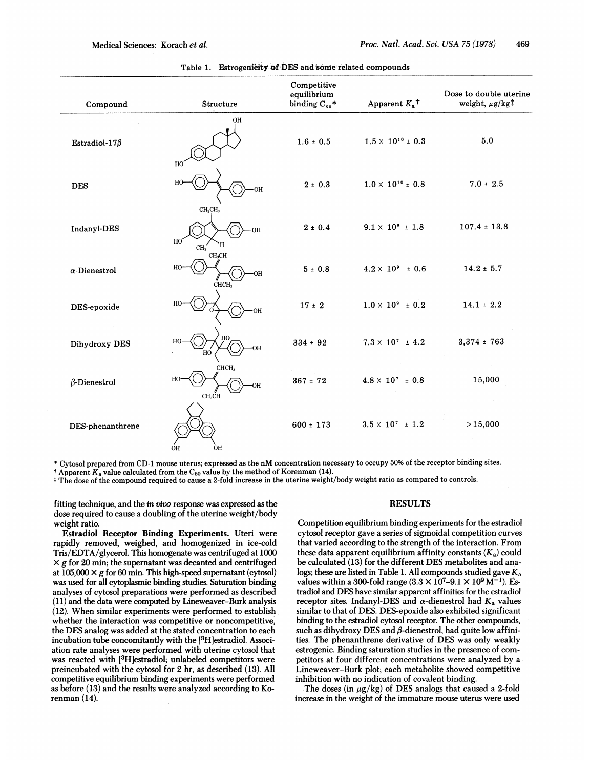Table 1. Estrogenicity of DES and some related compounds

| Compound | Structure | Competitive equilibrium binding $C_{50}$* | Apparent $K_a$† | Dose to double uterine weight, μg/kg‡ |
|---|---|---|---|---|
| Estradiol-17β | | 1.6 ± 0.5 | $1.5 \times 10^{10} \pm 0.3$ | 5.0 |
| DES | | 2 ± 0.3 | $1.0 \times 10^{10} \pm 0.8$ | 7.0 ± 2.5 |
| Indanyl-DES | | 2 ± 0.4 | $9.1 \times 10^{9} \pm 1.8$ | 107.4 ± 13.8 |
| α-Dienestrol | | 5 ± 0.8 | $4.2 \times 10^{9} \pm 0.6$ | 14.2 ± 5.7 |
| DES-epoxide | | 17 ± 2 | $1.0 \times 10^{9} \pm 0.2$ | 14.1 ± 2.2 |
| Dihydroxy DES | | 334 ± 92 | $7.3 \times 10^{7} \pm 4.2$ | 3,374 ± 763 |
| β-Dienestrol | | 367 ± 72 | $4.8 \times 10^{7} \pm 0.8$ | 15,000 |
| DES-phenanthrene | | 600 ± 173 | $3.5 \times 10^{7} \pm 1.2$ | >15,000 |

\* Cytosol prepared from CD-1 mouse uterus; expressed as the nM concentration necessary to occupy 50% of the receptor binding sites.
† Apparent $K_a$ value calculated from the $C_{50}$ value by the method of Korenman (14).
‡ The dose of the compound required to cause a 2-fold increase in the uterine weight/body weight ratio as compared to controls.

fitting technique, and the *in vivo* response was expressed as the dose required to cause a doubling of the uterine weight/body weight ratio.

**Estradiol Receptor Binding Experiments.** Uteri were rapidly removed, weighed, and homogenized in ice-cold Tris/EDTA/glycerol. This homogenate was centrifuged at 1000 × *g* for 20 min; the supernatant was decanted and centrifuged at 105,000 × *g* for 60 min. This high-speed supernatant (cytosol) was used for all cytoplasmic binding studies. Saturation binding analyses of cytosol preparations were performed as described (11) and the data were computed by Lineweaver–Burk analysis (12). When similar experiments were performed to establish whether the interaction was competitive or noncompetitive, the DES analog was added at the stated concentration to each incubation tube concomitantly with the [$^3$H]estradiol. Association rate analyses were performed with uterine cytosol that was reacted with [$^3$H]estradiol; unlabeled competitors were preincubated with the cytosol for 2 hr, as described (13). All competitive equilibrium binding experiments were performed as before (13) and the results were analyzed according to Korenman (14).

## RESULTS

Competition equilibrium binding experiments for the estradiol cytosol receptor gave a series of sigmoidal competition curves that varied according to the strength of the interaction. From these data apparent equilibrium affinity constants ($K_a$) could be calculated (13) for the different DES metabolites and analogs; these are listed in Table 1. All compounds studied gave $K_a$ values within a 300-fold range ($3.3 \times 10^7$–$9.1 \times 10^9$ $M^{-1}$). Estradiol and DES have similar apparent affinities for the estradiol receptor sites. Indanyl-DES and α-dienestrol had $K_a$ values similar to that of DES. DES-epoxide also exhibited significant binding to the estradiol cytosol receptor. The other compounds, such as dihydroxy DES and β-dienestrol, had quite low affinities. The phenanthrene derivative of DES was only weakly estrogenic. Binding saturation studies in the presence of competitors at four different concentrations were analyzed by a Lineweaver–Burk plot; each metabolite showed competitive inhibition with no indication of covalent binding.

The doses (in μg/kg) of DES analogs that caused a 2-fold increase in the weight of the immature mouse uterus were used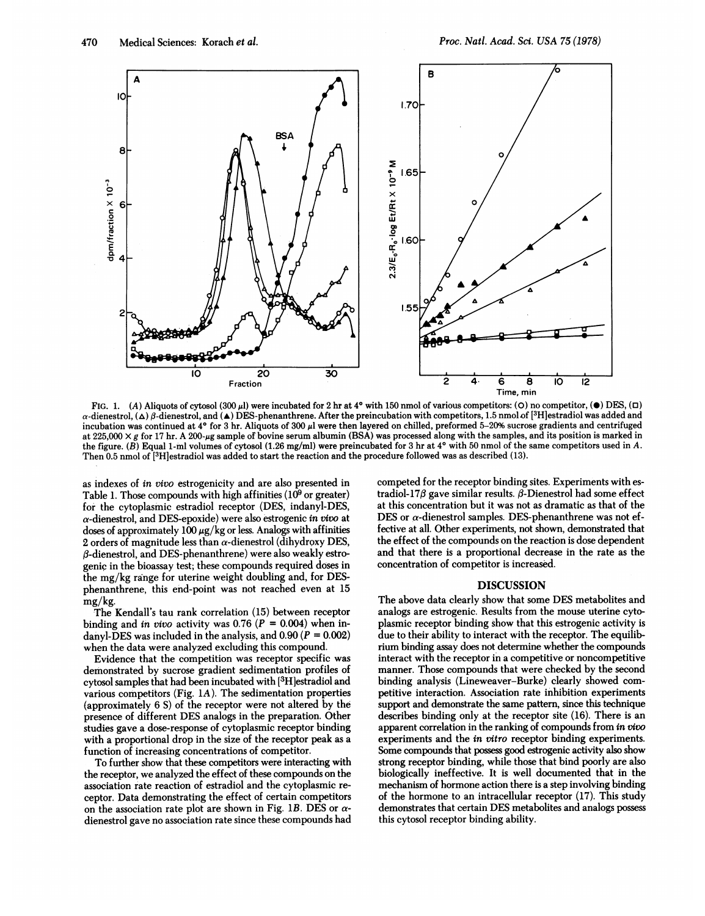FIG. 1. (A) Aliquots of cytosol (300 μl) were incubated for 2 hr at 4° with 150 nmol of various competitors: (○) no competitor, (●) DES, (□) α-dienestrol, (△) β-dienestrol, and (▲) DES-phenanthrene. After the preincubation with competitors, 1.5 nmol of [$^3$H]estradiol was added and incubation was continued at 4° for 3 hr. Aliquots of 300 μl were then layered on chilled, preformed 5–20% sucrose gradients and centrifuged at 225,000 × g for 17 hr. A 200-μg sample of bovine serum albumin (BSA) was processed along with the samples, and its position is marked in the figure. (B) Equal 1-ml volumes of cytosol (1.26 mg/ml) were preincubated for 3 hr at 4° with 50 nmol of the same competitors used in A. Then 0.5 nmol of [$^3$H]estradiol was added to start the reaction and the procedure followed was as described (13).

as indexes of *in vivo* estrogenicity and are also presented in Table 1. Those compounds with high affinities ($10^9$ or greater) for the cytoplasmic estradiol receptor (DES, indanyl-DES, α-dienestrol, and DES-epoxide) were also estrogenic *in vivo* at doses of approximately 100 μg/kg or less. Analogs with affinities 2 orders of magnitude less than α-dienestrol (dihydroxy DES, β-dienestrol, and DES-phenanthrene) were also weakly estrogenic in the bioassay test; these compounds required doses in the mg/kg range for uterine weight doubling and, for DES-phenanthrene, this end-point was not reached even at 15 mg/kg.

The Kendall's tau rank correlation (15) between receptor binding and *in vivo* activity was 0.76 ($P$ = 0.004) when indanyl-DES was included in the analysis, and 0.90 ($P$ = 0.002) when the data were analyzed excluding this compound.

Evidence that the competition was receptor specific was demonstrated by sucrose gradient sedimentation profiles of cytosol samples that had been incubated with [$^3$H]estradiol and various competitors (Fig. 1A). The sedimentation properties (approximately 6 S) of the receptor were not altered by the presence of different DES analogs in the preparation. Other studies gave a dose-response of cytoplasmic receptor binding with a proportional drop in the size of the receptor peak as a function of increasing concentrations of competitor.

To further show that these competitors were interacting with the receptor, we analyzed the effect of these compounds on the association rate reaction of estradiol and the cytoplasmic receptor. Data demonstrating the effect of certain competitors on the association rate plot are shown in Fig. 1B. DES or α-dienestrol gave no association rate since these compounds had competed for the receptor binding sites. Experiments with estradiol-17β gave similar results. β-Dienestrol had some effect at this concentration but it was not as dramatic as that of the DES or α-dienestrol samples. DES-phenanthrene was not effective at all. Other experiments, not shown, demonstrated that the effect of the compounds on the reaction is dose dependent and that there is a proportional decrease in the rate as the concentration of competitor is increased.

## DISCUSSION

The above data clearly show that some DES metabolites and analogs are estrogenic. Results from the mouse uterine cytoplasmic receptor binding show that this estrogenic activity is due to their ability to interact with the receptor. The equilibrium binding assay does not determine whether the compounds interact with the receptor in a competitive or noncompetitive manner. Those compounds that were checked by the second binding analysis (Lineweaver–Burke) clearly showed competitive interaction. Association rate inhibition experiments support and demonstrate the same pattern, since this technique describes binding only at the receptor site (16). There is an apparent correlation in the ranking of compounds from *in vivo* experiments and the *in vitro* receptor binding experiments. Some compounds that possess good estrogenic activity also show strong receptor binding, while those that bind poorly are also biologically ineffective. It is well documented that in the mechanism of hormone action there is a step involving binding of the hormone to an intracellular receptor (17). This study demonstrates that certain DES metabolites and analogs possess this cytosol receptor binding ability.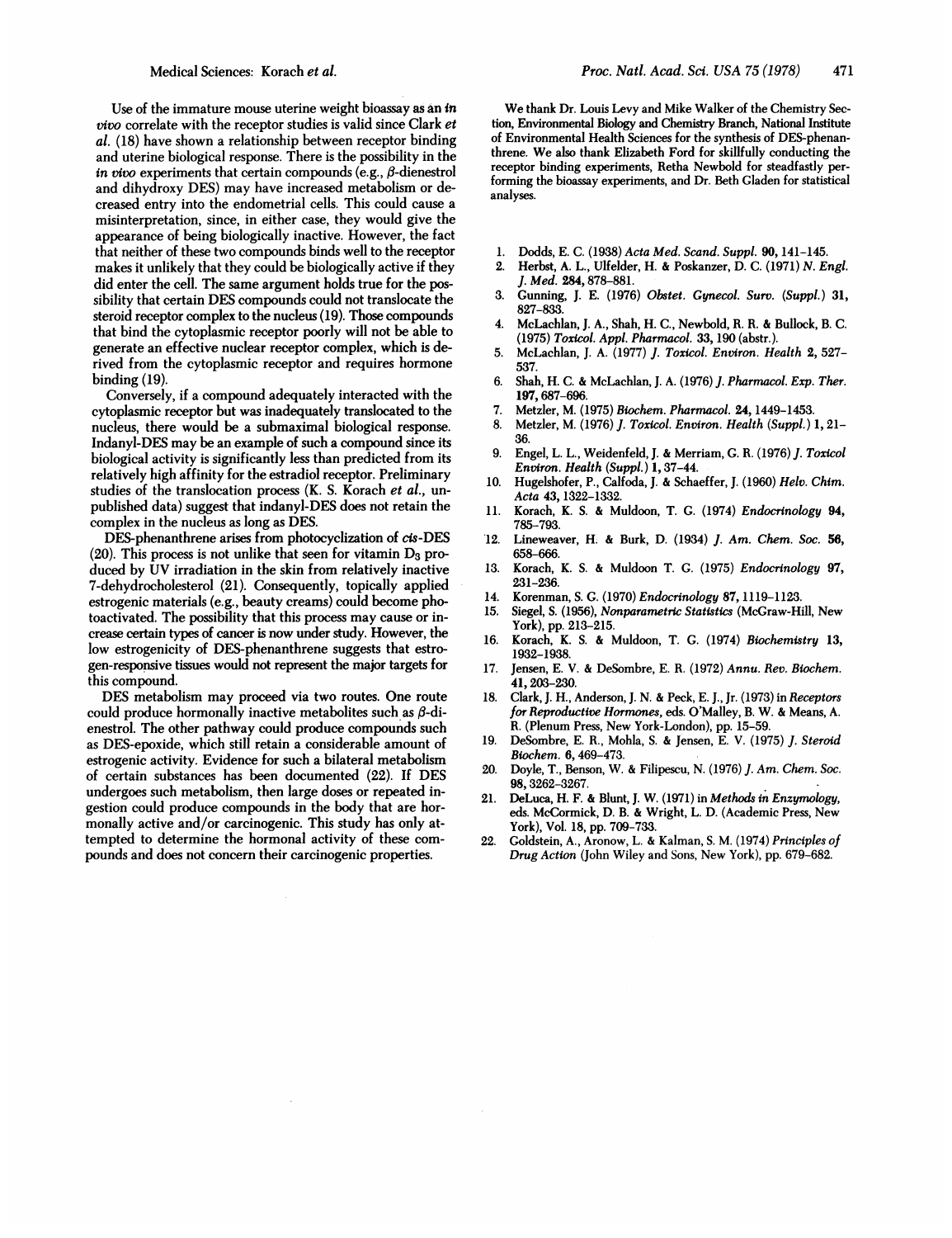Use of the immature mouse uterine weight bioassay as an *in vivo* correlate with the receptor studies is valid since Clark *et al.* (18) have shown a relationship between receptor binding and uterine biological response. There is the possibility in the *in vivo* experiments that certain compounds (e.g., β-dienestrol and dihydroxy DES) may have increased metabolism or decreased entry into the endometrial cells. This could cause a misinterpretation, since, in either case, they would give the appearance of being biologically inactive. However, the fact that neither of these two compounds binds well to the receptor makes it unlikely that they could be biologically active if they did enter the cell. The same argument holds true for the possibility that certain DES compounds could not translocate the steroid receptor complex to the nucleus (19). Those compounds that bind the cytoplasmic receptor poorly will not be able to generate an effective nuclear receptor complex, which is derived from the cytoplasmic receptor and requires hormone binding (19).

Conversely, if a compound adequately interacted with the cytoplasmic receptor but was inadequately translocated to the nucleus, there would be a submaximal biological response. Indanyl-DES may be an example of such a compound since its biological activity is significantly less than predicted from its relatively high affinity for the estradiol receptor. Preliminary studies of the translocation process (K. S. Korach *et al.*, unpublished data) suggest that indanyl-DES does not retain the complex in the nucleus as long as DES.

DES-phenanthrene arises from photocyclization of *cis*-DES (20). This process is not unlike that seen for vitamin $D_3$ produced by UV irradiation in the skin from relatively inactive 7-dehydrocholesterol (21). Consequently, topically applied estrogenic materials (e.g., beauty creams) could become photoactivated. The possibility that this process may cause or increase certain types of cancer is now under study. However, the low estrogenicity of DES-phenanthrene suggests that estrogen-responsive tissues would not represent the major targets for this compound.

DES metabolism may proceed via two routes. One route could produce hormonally inactive metabolites such as β-dienestrol. The other pathway could produce compounds such as DES-epoxide, which still retain a considerable amount of estrogenic activity. Evidence for such a bilateral metabolism of certain substances has been documented (22). If DES undergoes such metabolism, then large doses or repeated ingestion could produce compounds in the body that are hormonally active and/or carcinogenic. This study has only attempted to determine the hormonal activity of these compounds and does not concern their carcinogenic properties.

We thank Dr. Louis Levy and Mike Walker of the Chemistry Section, Environmental Biology and Chemistry Branch, National Institute of Environmental Health Sciences for the synthesis of DES-phenanthrene. We also thank Elizabeth Ford for skillfully conducting the receptor binding experiments, Retha Newbold for steadfastly performing the bioassay experiments, and Dr. Beth Gladen for statistical analyses.

1. Dodds, E. C. (1938) *Acta Med. Scand. Suppl.* **90**, 141–145.
2. Herbst, A. L., Ulfelder, H. & Poskanzer, D. C. (1971) *N. Engl. J. Med.* **284**, 878–881.
3. Gunning, J. E. (1976) *Obstet. Gynecol. Surv.* (*Suppl.*) **31**, 827–833.
4. McLachlan, J. A., Shah, H. C., Newbold, R. R. & Bullock, B. C. (1975) *Toxicol. Appl. Pharmacol.* **33**, 190 (abstr.).
5. McLachlan, J. A. (1977) *J. Toxicol. Environ. Health* **2**, 527–537.
6. Shah, H. C. & McLachlan, J. A. (1976) *J. Pharmacol. Exp. Ther.* **197**, 687–696.
7. Metzler, M. (1975) *Biochem. Pharmacol.* **24**, 1449–1453.
8. Metzler, M. (1976) *J. Toxicol. Environ. Health* (*Suppl.*) **1**, 21–36.
9. Engel, L. L., Weidenfeld, J. & Merriam, G. R. (1976) *J. Toxicol Environ. Health* (*Suppl.*) **1**, 37–44.
10. Hugelshofer, P., Calfoda, J. & Schaeffer, J. (1960) *Helv. Chim. Acta* **43**, 1322–1332.
11. Korach, K. S. & Muldoon, T. G. (1974) *Endocrinology* **94**, 785–793.
12. Lineweaver, H. & Burk, D. (1934) *J. Am. Chem. Soc.* **56**, 658–666.
13. Korach, K. S. & Muldoon T. G. (1975) *Endocrinology* **97**, 231–236.
14. Korenman, S. G. (1970) *Endocrinology* **87**, 1119–1123.
15. Siegel, S. (1956), *Nonparametric Statistics* (McGraw-Hill, New York), pp. 213–215.
16. Korach, K. S. & Muldoon, T. G. (1974) *Biochemistry* **13**, 1932–1938.
17. Jensen, E. V. & DeSombre, E. R. (1972) *Annu. Rev. Biochem.* **41**, 203–230.
18. Clark, J. H., Anderson, J. N. & Peck, E. J., Jr. (1973) in *Receptors for Reproductive Hormones*, eds. O'Malley, B. W. & Means, A. R. (Plenum Press, New York-London), pp. 15–59.
19. DeSombre, E. R., Mohla, S. & Jensen, E. V. (1975) *J. Steroid Biochem.* **6**, 469–473.
20. Doyle, T., Benson, W. & Filipescu, N. (1976) *J. Am. Chem. Soc.* **98**, 3262–3267.
21. DeLuca, H. F. & Blunt, J. W. (1971) in *Methods in Enzymology*, eds. McCormick, D. B. & Wright, L. D. (Academic Press, New York), Vol. 18, pp. 709–733.
22. Goldstein, A., Aronow, L. & Kalman, S. M. (1974) *Principles of Drug Action* (John Wiley and Sons, New York), pp. 679–682.